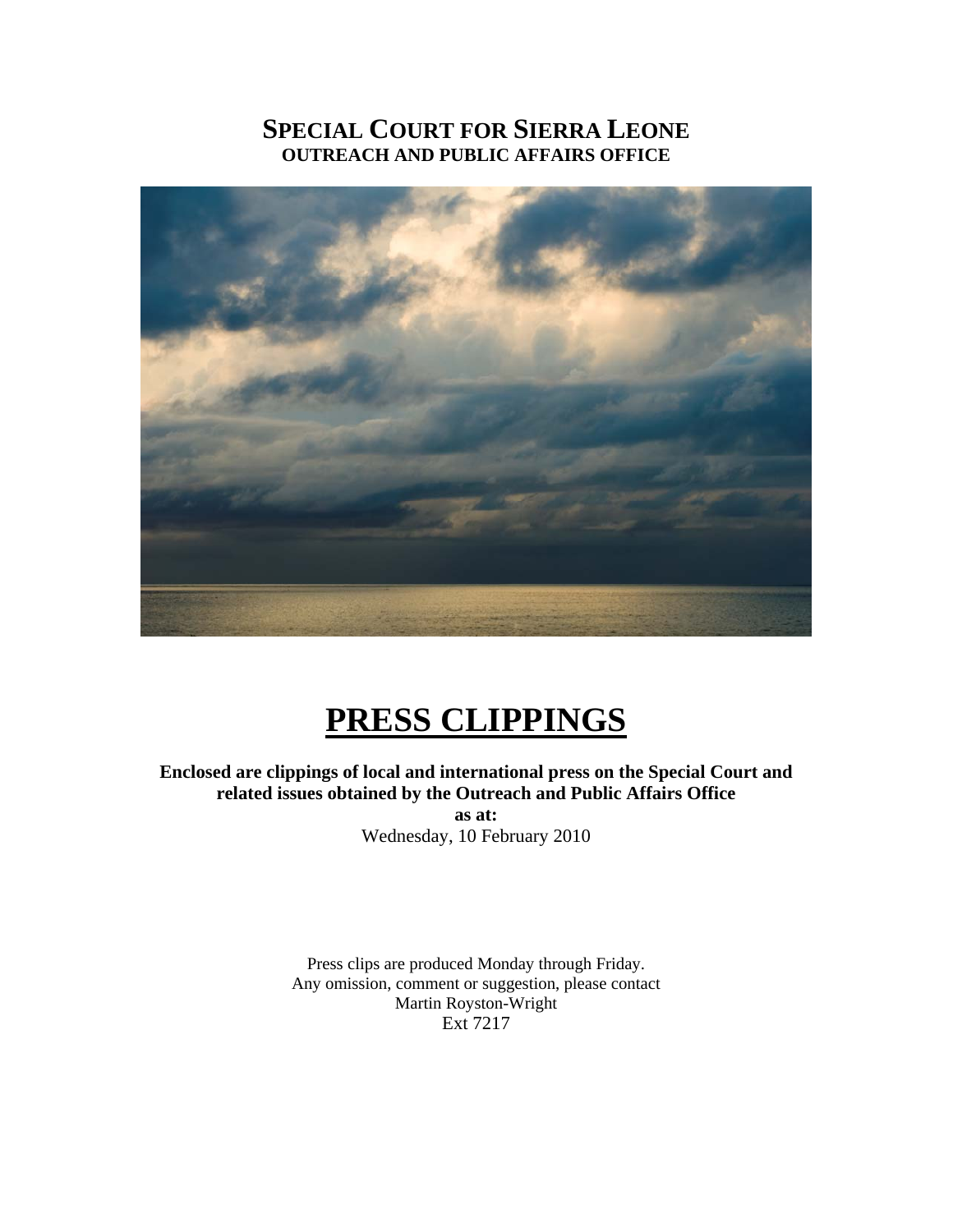# SPECIAL COURT FOR SIERRA LEONE

**OUTREACH AND PUBLIC AFFAIRS OFFICE**

# PRESS CLIPPINGS

**Enclosed are clippings of local and international press on the Special Court and related issues obtained by the Outreach and Public Affairs Office**

**as at:**

Wednesday, 10 February 2010

Press clips are produced Monday through Friday.
Any omission, comment or suggestion, please contact
Martin Royston-Wright
Ext 7217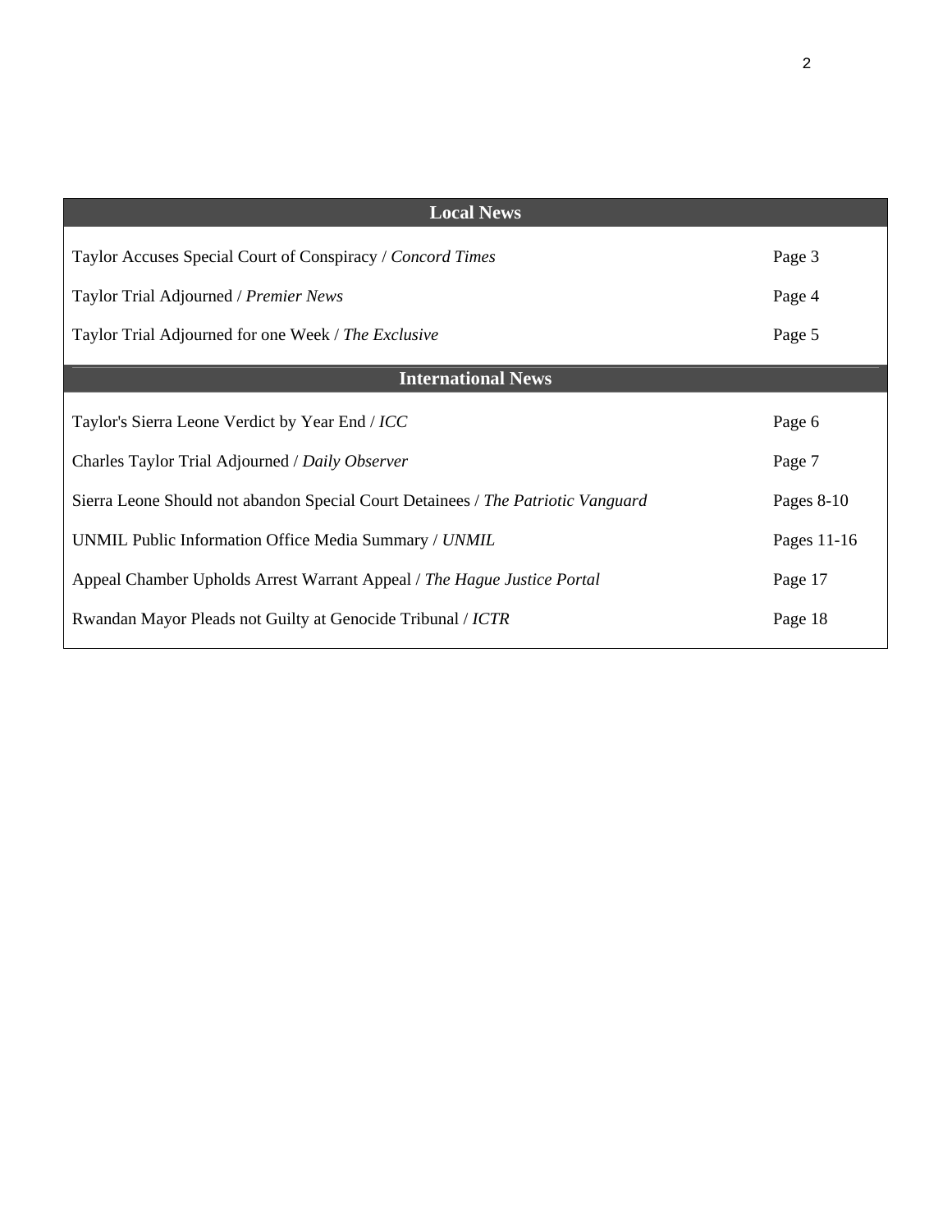| Local News | |
|---|---|
| Taylor Accuses Special Court of Conspiracy / *Concord Times* | Page 3 |
| Taylor Trial Adjourned / *Premier News* | Page 4 |
| Taylor Trial Adjourned for one Week / *The Exclusive* | Page 5 |

| International News | |
|---|---|
| Taylor's Sierra Leone Verdict by Year End / *ICC* | Page 6 |
| Charles Taylor Trial Adjourned / *Daily Observer* | Page 7 |
| Sierra Leone Should not abandon Special Court Detainees / *The Patriotic Vanguard* | Pages 8-10 |
| UNMIL Public Information Office Media Summary / *UNMIL* | Pages 11-16 |
| Appeal Chamber Upholds Arrest Warrant Appeal / *The Hague Justice Portal* | Page 17 |
| Rwandan Mayor Pleads not Guilty at Genocide Tribunal / *ICTR* | Page 18 |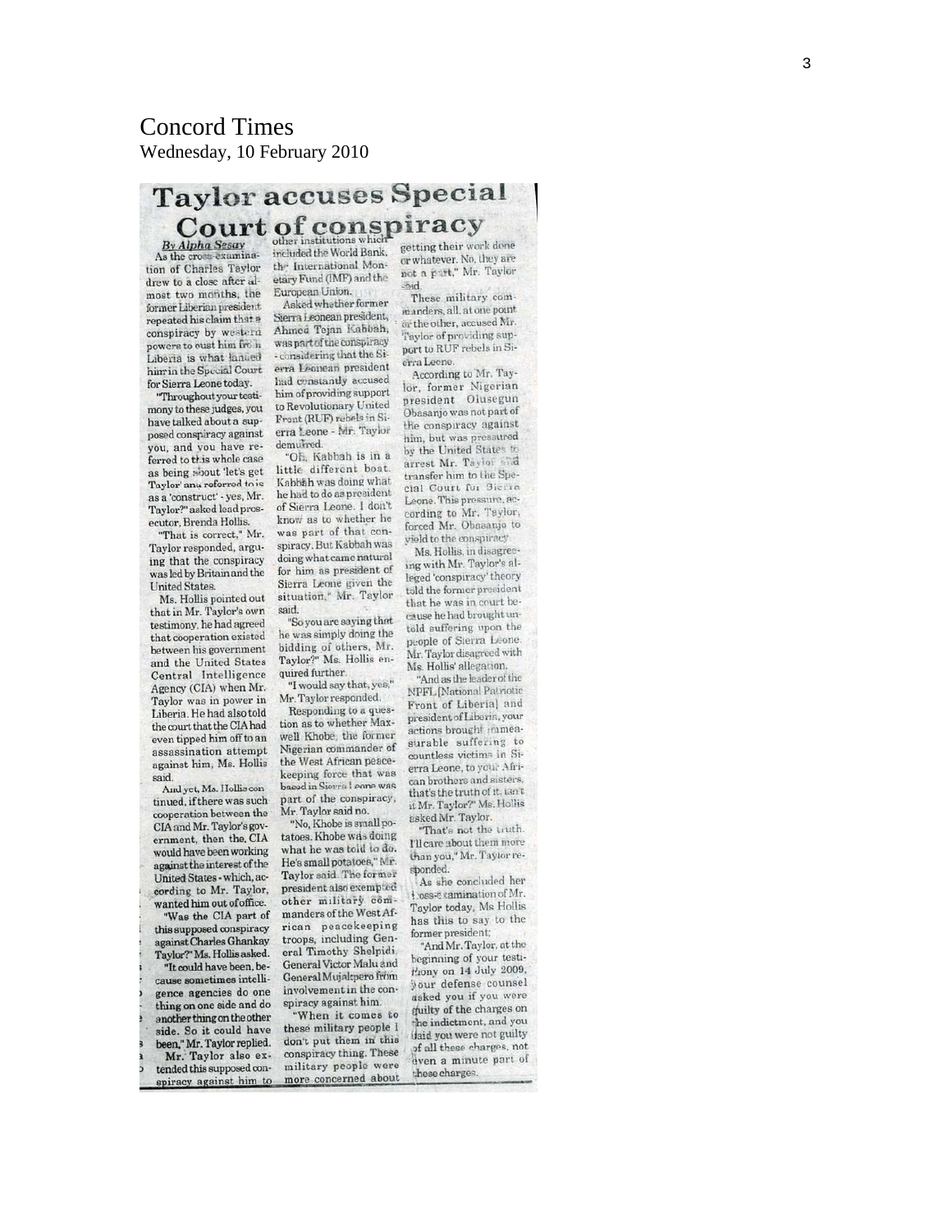# Concord Times

Wednesday, 10 February 2010

## Taylor accuses Special Court of conspiracy

*By Alpha Sesay*

As the cross-examination of Charles Taylor drew to a close after almost two months, the former Liberian president repeated his claim that a conspiracy by western powers to oust him from Liberia is what landed him in the Special Court for Sierra Leone today.

"Throughout your testimony to these judges, you have talked about a supposed conspiracy against you, and you have referred to this whole case as being about 'let's get Taylor' and referred to it as a 'construct' - yes, Mr. Taylor?" asked lead prosecutor, Brenda Hollis.

"That is correct," Mr. Taylor responded, arguing that the conspiracy was led by Britain and the United States.

Ms. Hollis pointed out that in Mr. Taylor's own testimony, he had agreed that cooperation existed between his government and the United States Central Intelligence Agency (CIA) when Mr. Taylor was in power in Liberia. He had also told the court that the CIA had even tipped him off to an assassination attempt against him, Ms. Hollis said.

And yet, Ms. Hollis continued, if there was such cooperation between the CIA and Mr. Taylor's government, then the CIA would have been working against the interest of the United States - which, according to Mr. Taylor, wanted him out of office.

"Was the CIA part of this supposed conspiracy against Charles Ghankay Taylor?" Ms. Hollis asked.

"It could have been, because sometimes intelligence agencies do one thing on one side and do another thing on the other side. So it could have been," Mr. Taylor replied.

Mr. Taylor also extended this supposed conspiracy against him to other institutions which included the World Bank, the International Monetary Fund (IMF) and the European Union.

Asked whether former Sierra Leonean president, Ahmed Tejan Kabbah, was part of the conspiracy - considering that the Sierra Leonean president had constantly accused him of providing support to Revolutionary United Front (RUF) rebels in Sierra Leone - Mr. Taylor demurred.

"Oh, Kabbah is in a little different boat. Kabbah was doing what he had to do as president of Sierra Leone. I don't know as to whether he was part of that conspiracy. But Kabbah was doing what came natural for him as president of Sierra Leone given the situation," Mr. Taylor said.

"So you are saying that he was simply doing the bidding of others, Mr. Taylor?" Ms. Hollis enquired further.

"I would say that, yes," Mr. Taylor responded.

Responding to a question as to whether Maxwell Khobe, the former Nigerian commander of the West African peacekeeping force that was based in Sierra Leone was part of the conspiracy, Mr. Taylor said no.

"No, Khobe is small potatoes. Khobe was doing what he was told to do. He's small potatoes," Mr. Taylor said. The former president also exempted other military commanders of the West African peacekeeping troops, including General Timothy Shelpidi, General Victor Malu and General Mujakpero from involvement in the conspiracy against him.

"When it comes to these military people I don't put them in this conspiracy thing. These military people were more concerned about getting their work done or whatever. No, they are not a part," Mr. Taylor said.

These military commanders, all, at one point or the other, accused Mr. Taylor of providing support to RUF rebels in Sierra Leone.

According to Mr. Taylor, former Nigerian president Olusegun Obasanjo was not part of the conspiracy against him, but was pressured by the United States to arrest Mr. Taylor and transfer him to the Special Court for Sierra Leone. This pressure, according to Mr. Taylor, forced Mr. Obasanjo to yield to the conspiracy.

Ms. Hollis, in disagreeing with Mr. Taylor's alleged 'conspiracy' theory told the former president that he was in court because he had brought untold suffering upon the people of Sierra Leone. Mr. Taylor disagreed with Ms. Hollis' allegation.

"And as the leader of the NPFL [National Patriotic Front of Liberia] and president of Liberia, your actions brought immeasurable suffering to countless victims in Sierra Leone, to your African brothers and sisters, that's the truth of it, isn't it Mr. Taylor?" Ms. Hollis asked Mr. Taylor.

"That's not the truth. I'll care about them more than you," Mr. Taylor responded.

As she concluded her cross-examination of Mr. Taylor today, Ms Hollis has this to say to the former president:

"And Mr. Taylor, at the beginning of your testimony on 14 July 2009, your defense counsel asked you if you were guilty of the charges on the indictment, and you said you were not guilty of all these charges, not even a minute part of these charges.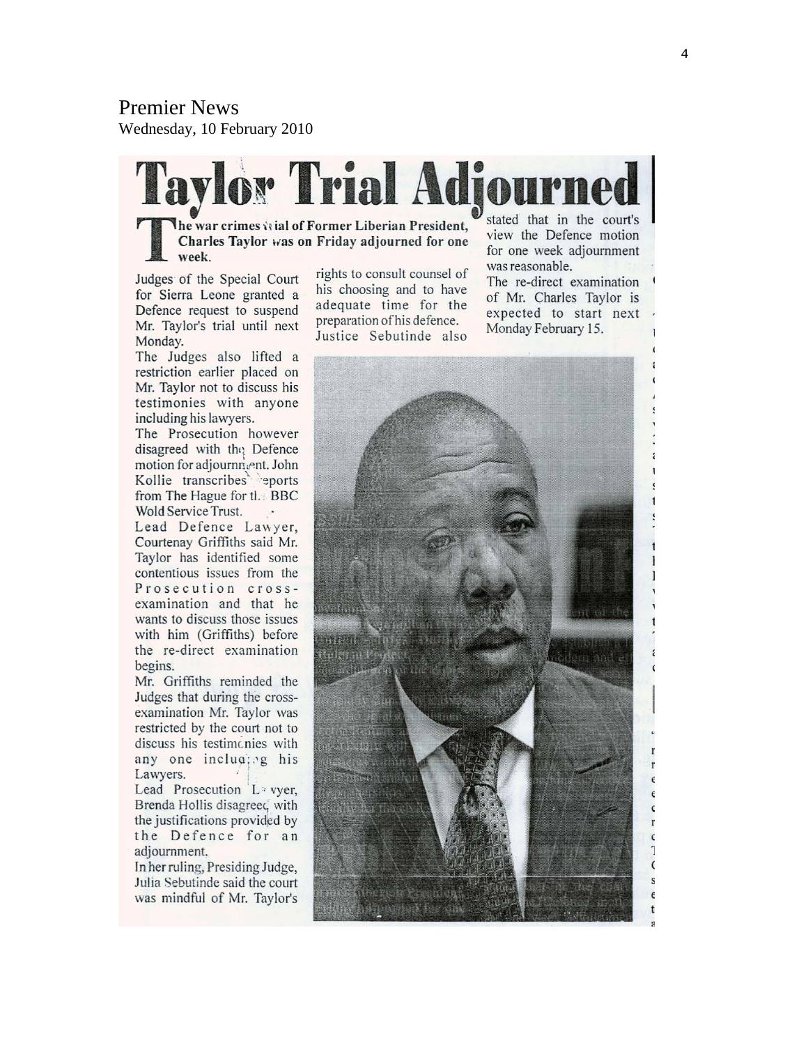Premier News

Wednesday, 10 February 2010

# Taylor Trial Adjourned

**The war crimes trial of Former Liberian President, Charles Taylor was on Friday adjourned for one week.**

Judges of the Special Court for Sierra Leone granted a Defence request to suspend Mr. Taylor's trial until next Monday.

The Judges also lifted a restriction earlier placed on Mr. Taylor not to discuss his testimonies with anyone including his lawyers.

The Prosecution however disagreed with the Defence motion for adjournment. John Kollie transcribes reports from The Hague for the BBC Wold Service Trust.

Lead Defence Lawyer, Courtenay Griffiths said Mr. Taylor has identified some contentious issues from the Prosecution cross-examination and that he wants to discuss those issues with him (Griffiths) before the re-direct examination begins.

Mr. Griffiths reminded the Judges that during the cross-examination Mr. Taylor was restricted by the court not to discuss his testimonies with any one including his Lawyers.

Lead Prosecution Lawyer, Brenda Hollis disagreed with the justifications provided by the Defence for an adjournment.

In her ruling, Presiding Judge, Julia Sebutinde said the court was mindful of Mr. Taylor's rights to consult counsel of his choosing and to have adequate time for the preparation of his defence.

Justice Sebutinde also stated that in the court's view the Defence motion for one week adjournment was reasonable.

The re-direct examination of Mr. Charles Taylor is expected to start next Monday February 15.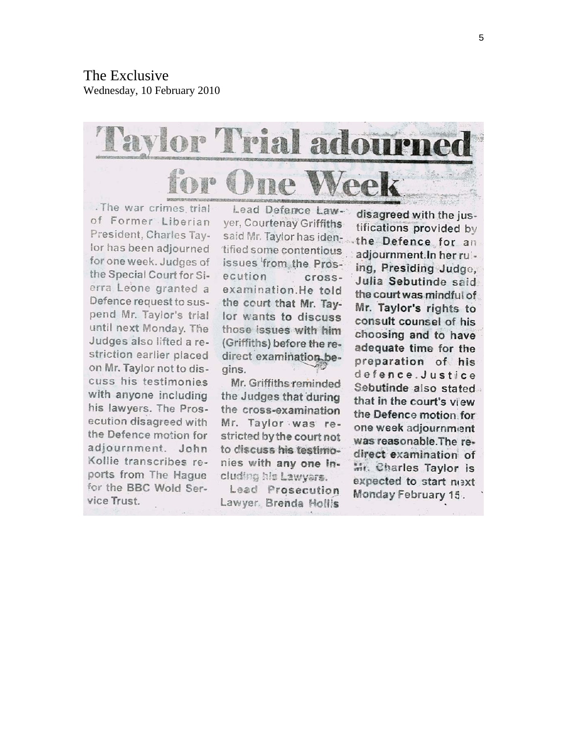The Exclusive
Wednesday, 10 February 2010

# Taylor Trial adourned for One Week

The war crimes trial of Former Liberian President, Charles Taylor has been adjourned for one week. Judges of the Special Court for Sierra Leone granted a Defence request to suspend Mr. Taylor's trial until next Monday. The Judges also lifted a restriction earlier placed on Mr. Taylor not to discuss his testimonies with anyone including his lawyers. The Prosecution disagreed with the Defence motion for adjournment. John Kollie transcribes reports from The Hague for the BBC Wold Service Trust.

Lead Defence Lawyer, Courtenay Griffiths said Mr. Taylor has identified some contentious issues from the Prosecution cross-examination. He told the court that Mr. Taylor wants to discuss those issues with him (Griffiths) before the re-direct examination begins.

Mr. Griffiths reminded the Judges that during the cross-examination Mr. Taylor was restricted by the court not to discuss his testimonies with any one including his Lawyers.

Lead Prosecution Lawyer, Brenda Hollis disagreed with the justifications provided by the Defence for an adjournment. In her ruling, Presiding Judge, Julia Sebutinde said the court was mindful of Mr. Taylor's rights to consult counsel of his choosing and to have adequate time for the preparation of his defence. Justice Sebutinde also stated that in the court's view the Defence motion for one week adjournment was reasonable. The re-direct examination of Mr. Charles Taylor is expected to start next Monday February 15.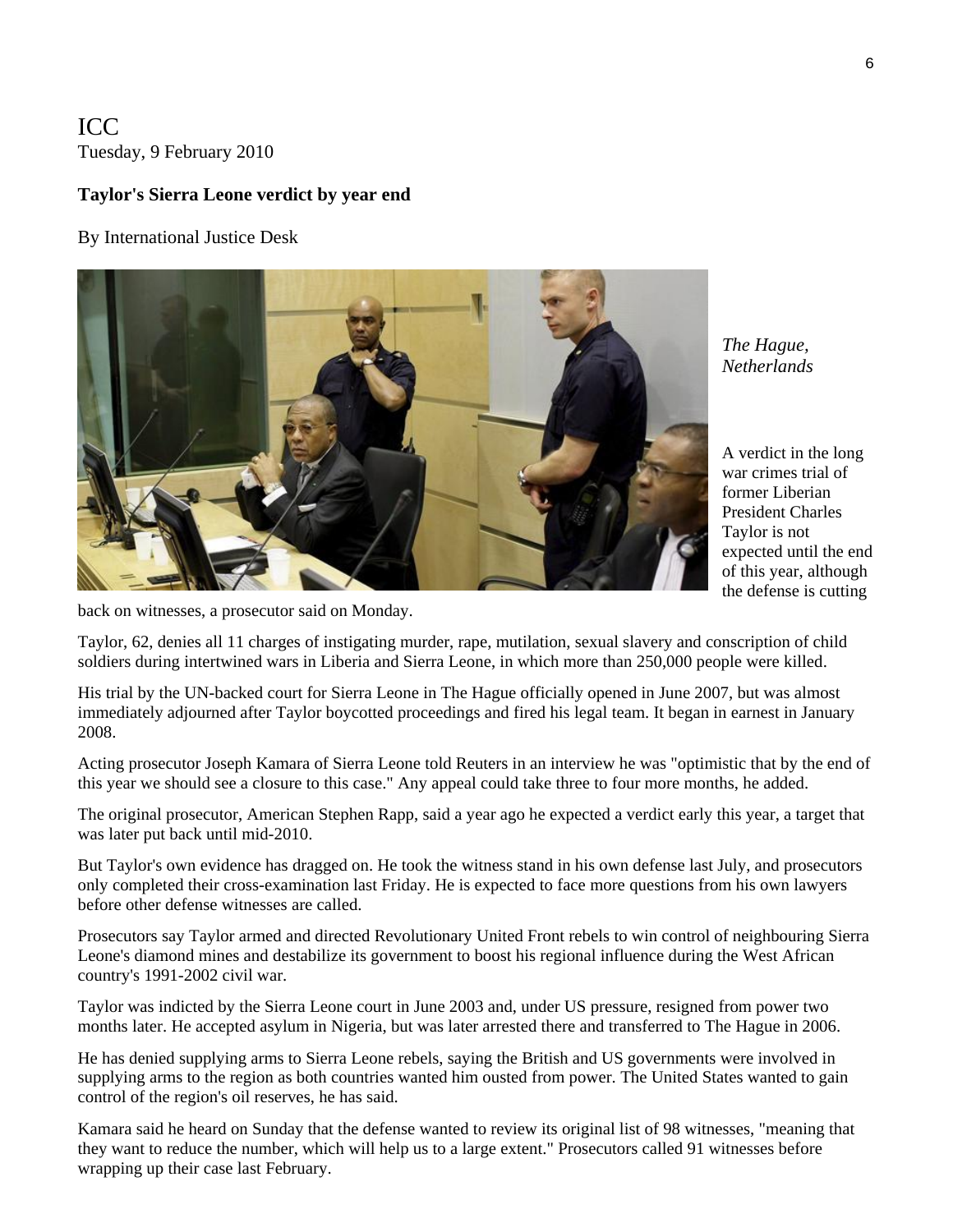ICC
Tuesday, 9 February 2010

**Taylor's Sierra Leone verdict by year end**

By International Justice Desk

*The Hague, Netherlands*

A verdict in the long war crimes trial of former Liberian President Charles Taylor is not expected until the end of this year, although the defense is cutting back on witnesses, a prosecutor said on Monday.

Taylor, 62, denies all 11 charges of instigating murder, rape, mutilation, sexual slavery and conscription of child soldiers during intertwined wars in Liberia and Sierra Leone, in which more than 250,000 people were killed.

His trial by the UN-backed court for Sierra Leone in The Hague officially opened in June 2007, but was almost immediately adjourned after Taylor boycotted proceedings and fired his legal team. It began in earnest in January 2008.

Acting prosecutor Joseph Kamara of Sierra Leone told Reuters in an interview he was "optimistic that by the end of this year we should see a closure to this case." Any appeal could take three to four more months, he added.

The original prosecutor, American Stephen Rapp, said a year ago he expected a verdict early this year, a target that was later put back until mid-2010.

But Taylor's own evidence has dragged on. He took the witness stand in his own defense last July, and prosecutors only completed their cross-examination last Friday. He is expected to face more questions from his own lawyers before other defense witnesses are called.

Prosecutors say Taylor armed and directed Revolutionary United Front rebels to win control of neighbouring Sierra Leone's diamond mines and destabilize its government to boost his regional influence during the West African country's 1991-2002 civil war.

Taylor was indicted by the Sierra Leone court in June 2003 and, under US pressure, resigned from power two months later. He accepted asylum in Nigeria, but was later arrested there and transferred to The Hague in 2006.

He has denied supplying arms to Sierra Leone rebels, saying the British and US governments were involved in supplying arms to the region as both countries wanted him ousted from power. The United States wanted to gain control of the region's oil reserves, he has said.

Kamara said he heard on Sunday that the defense wanted to review its original list of 98 witnesses, "meaning that they want to reduce the number, which will help us to a large extent." Prosecutors called 91 witnesses before wrapping up their case last February.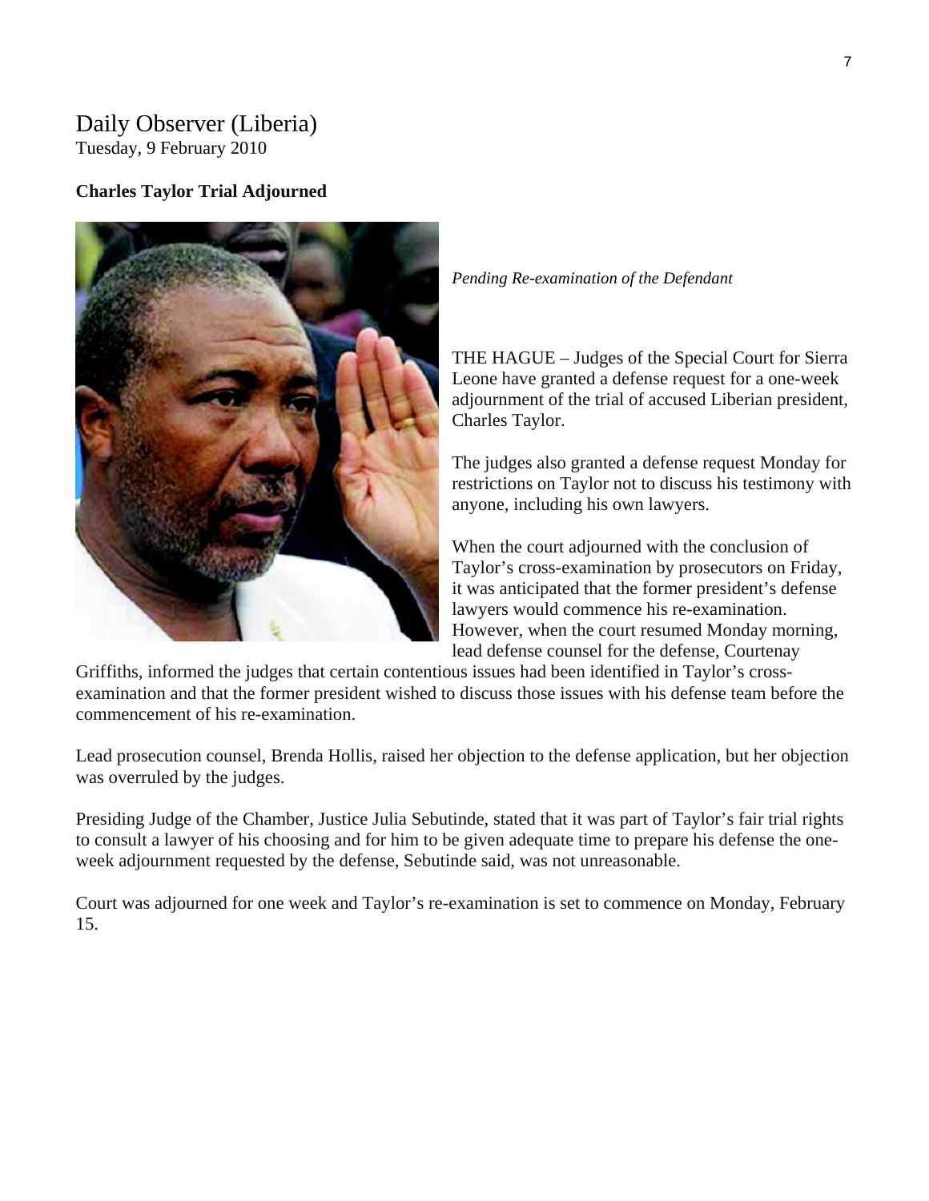Daily Observer (Liberia)
Tuesday, 9 February 2010

**Charles Taylor Trial Adjourned**

*Pending Re-examination of the Defendant*

THE HAGUE – Judges of the Special Court for Sierra Leone have granted a defense request for a one-week adjournment of the trial of accused Liberian president, Charles Taylor.

The judges also granted a defense request Monday for restrictions on Taylor not to discuss his testimony with anyone, including his own lawyers.

When the court adjourned with the conclusion of Taylor's cross-examination by prosecutors on Friday, it was anticipated that the former president's defense lawyers would commence his re-examination. However, when the court resumed Monday morning, lead defense counsel for the defense, Courtenay Griffiths, informed the judges that certain contentious issues had been identified in Taylor's cross-examination and that the former president wished to discuss those issues with his defense team before the commencement of his re-examination.

Lead prosecution counsel, Brenda Hollis, raised her objection to the defense application, but her objection was overruled by the judges.

Presiding Judge of the Chamber, Justice Julia Sebutinde, stated that it was part of Taylor's fair trial rights to consult a lawyer of his choosing and for him to be given adequate time to prepare his defense the one-week adjournment requested by the defense, Sebutinde said, was not unreasonable.

Court was adjourned for one week and Taylor's re-examination is set to commence on Monday, February 15.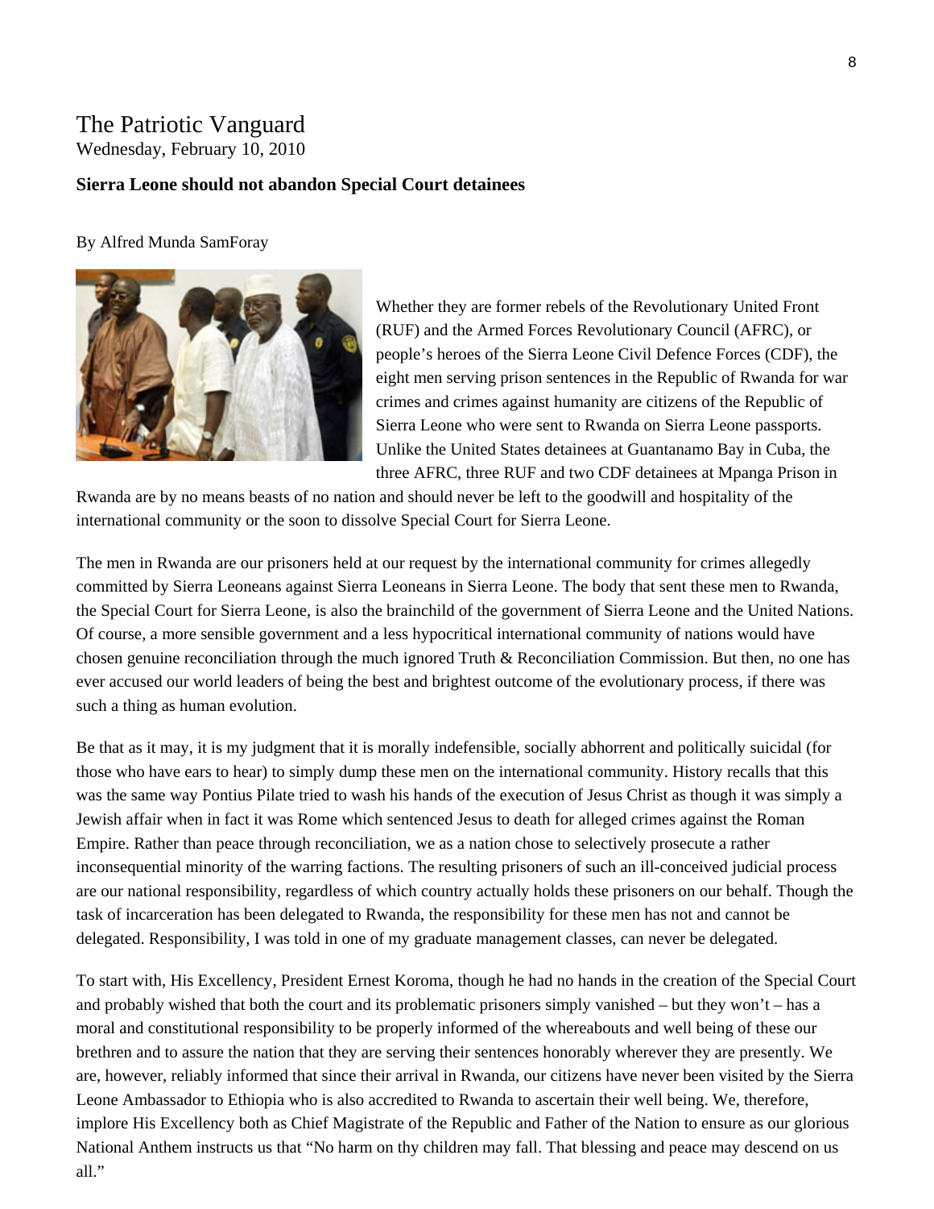# The Patriotic Vanguard

Wednesday, February 10, 2010

### Sierra Leone should not abandon Special Court detainees

By Alfred Munda SamForay

Whether they are former rebels of the Revolutionary United Front (RUF) and the Armed Forces Revolutionary Council (AFRC), or people's heroes of the Sierra Leone Civil Defence Forces (CDF), the eight men serving prison sentences in the Republic of Rwanda for war crimes and crimes against humanity are citizens of the Republic of Sierra Leone who were sent to Rwanda on Sierra Leone passports. Unlike the United States detainees at Guantanamo Bay in Cuba, the three AFRC, three RUF and two CDF detainees at Mpanga Prison in Rwanda are by no means beasts of no nation and should never be left to the goodwill and hospitality of the international community or the soon to dissolve Special Court for Sierra Leone.

The men in Rwanda are our prisoners held at our request by the international community for crimes allegedly committed by Sierra Leoneans against Sierra Leoneans in Sierra Leone. The body that sent these men to Rwanda, the Special Court for Sierra Leone, is also the brainchild of the government of Sierra Leone and the United Nations. Of course, a more sensible government and a less hypocritical international community of nations would have chosen genuine reconciliation through the much ignored Truth & Reconciliation Commission. But then, no one has ever accused our world leaders of being the best and brightest outcome of the evolutionary process, if there was such a thing as human evolution.

Be that as it may, it is my judgment that it is morally indefensible, socially abhorrent and politically suicidal (for those who have ears to hear) to simply dump these men on the international community. History recalls that this was the same way Pontius Pilate tried to wash his hands of the execution of Jesus Christ as though it was simply a Jewish affair when in fact it was Rome which sentenced Jesus to death for alleged crimes against the Roman Empire. Rather than peace through reconciliation, we as a nation chose to selectively prosecute a rather inconsequential minority of the warring factions. The resulting prisoners of such an ill-conceived judicial process are our national responsibility, regardless of which country actually holds these prisoners on our behalf. Though the task of incarceration has been delegated to Rwanda, the responsibility for these men has not and cannot be delegated. Responsibility, I was told in one of my graduate management classes, can never be delegated.

To start with, His Excellency, President Ernest Koroma, though he had no hands in the creation of the Special Court and probably wished that both the court and its problematic prisoners simply vanished – but they won't – has a moral and constitutional responsibility to be properly informed of the whereabouts and well being of these our brethren and to assure the nation that they are serving their sentences honorably wherever they are presently. We are, however, reliably informed that since their arrival in Rwanda, our citizens have never been visited by the Sierra Leone Ambassador to Ethiopia who is also accredited to Rwanda to ascertain their well being. We, therefore, implore His Excellency both as Chief Magistrate of the Republic and Father of the Nation to ensure as our glorious National Anthem instructs us that "No harm on thy children may fall. That blessing and peace may descend on us all."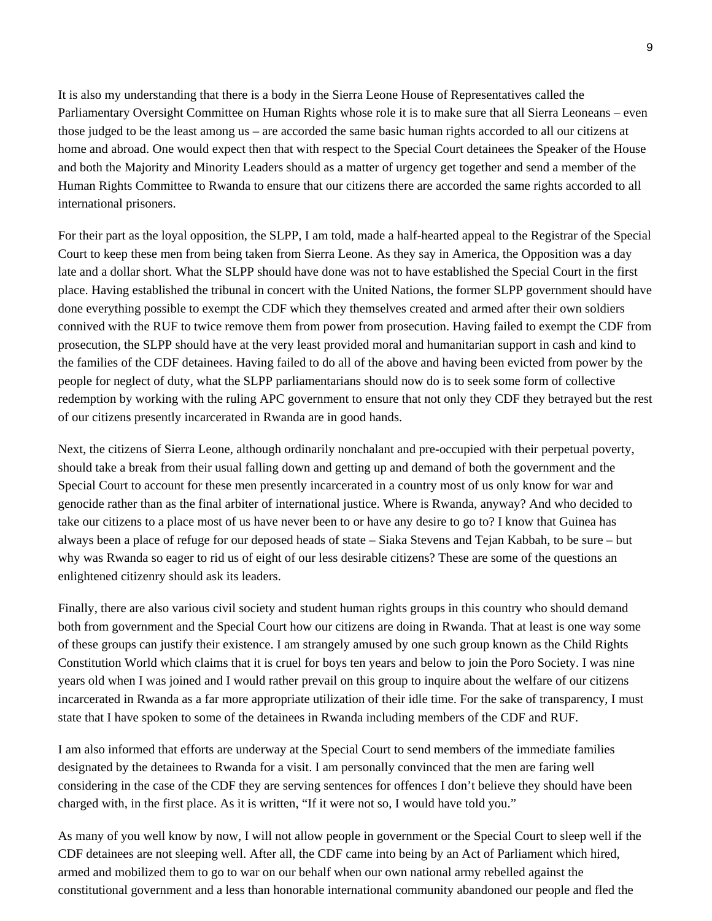It is also my understanding that there is a body in the Sierra Leone House of Representatives called the Parliamentary Oversight Committee on Human Rights whose role it is to make sure that all Sierra Leoneans – even those judged to be the least among us – are accorded the same basic human rights accorded to all our citizens at home and abroad. One would expect then that with respect to the Special Court detainees the Speaker of the House and both the Majority and Minority Leaders should as a matter of urgency get together and send a member of the Human Rights Committee to Rwanda to ensure that our citizens there are accorded the same rights accorded to all international prisoners.

For their part as the loyal opposition, the SLPP, I am told, made a half-hearted appeal to the Registrar of the Special Court to keep these men from being taken from Sierra Leone. As they say in America, the Opposition was a day late and a dollar short. What the SLPP should have done was not to have established the Special Court in the first place. Having established the tribunal in concert with the United Nations, the former SLPP government should have done everything possible to exempt the CDF which they themselves created and armed after their own soldiers connived with the RUF to twice remove them from power from prosecution. Having failed to exempt the CDF from prosecution, the SLPP should have at the very least provided moral and humanitarian support in cash and kind to the families of the CDF detainees. Having failed to do all of the above and having been evicted from power by the people for neglect of duty, what the SLPP parliamentarians should now do is to seek some form of collective redemption by working with the ruling APC government to ensure that not only they CDF they betrayed but the rest of our citizens presently incarcerated in Rwanda are in good hands.

Next, the citizens of Sierra Leone, although ordinarily nonchalant and pre-occupied with their perpetual poverty, should take a break from their usual falling down and getting up and demand of both the government and the Special Court to account for these men presently incarcerated in a country most of us only know for war and genocide rather than as the final arbiter of international justice. Where is Rwanda, anyway? And who decided to take our citizens to a place most of us have never been to or have any desire to go to? I know that Guinea has always been a place of refuge for our deposed heads of state – Siaka Stevens and Tejan Kabbah, to be sure – but why was Rwanda so eager to rid us of eight of our less desirable citizens? These are some of the questions an enlightened citizenry should ask its leaders.

Finally, there are also various civil society and student human rights groups in this country who should demand both from government and the Special Court how our citizens are doing in Rwanda. That at least is one way some of these groups can justify their existence. I am strangely amused by one such group known as the Child Rights Constitution World which claims that it is cruel for boys ten years and below to join the Poro Society. I was nine years old when I was joined and I would rather prevail on this group to inquire about the welfare of our citizens incarcerated in Rwanda as a far more appropriate utilization of their idle time. For the sake of transparency, I must state that I have spoken to some of the detainees in Rwanda including members of the CDF and RUF.

I am also informed that efforts are underway at the Special Court to send members of the immediate families designated by the detainees to Rwanda for a visit. I am personally convinced that the men are faring well considering in the case of the CDF they are serving sentences for offences I don't believe they should have been charged with, in the first place. As it is written, "If it were not so, I would have told you."

As many of you well know by now, I will not allow people in government or the Special Court to sleep well if the CDF detainees are not sleeping well. After all, the CDF came into being by an Act of Parliament which hired, armed and mobilized them to go to war on our behalf when our own national army rebelled against the constitutional government and a less than honorable international community abandoned our people and fled the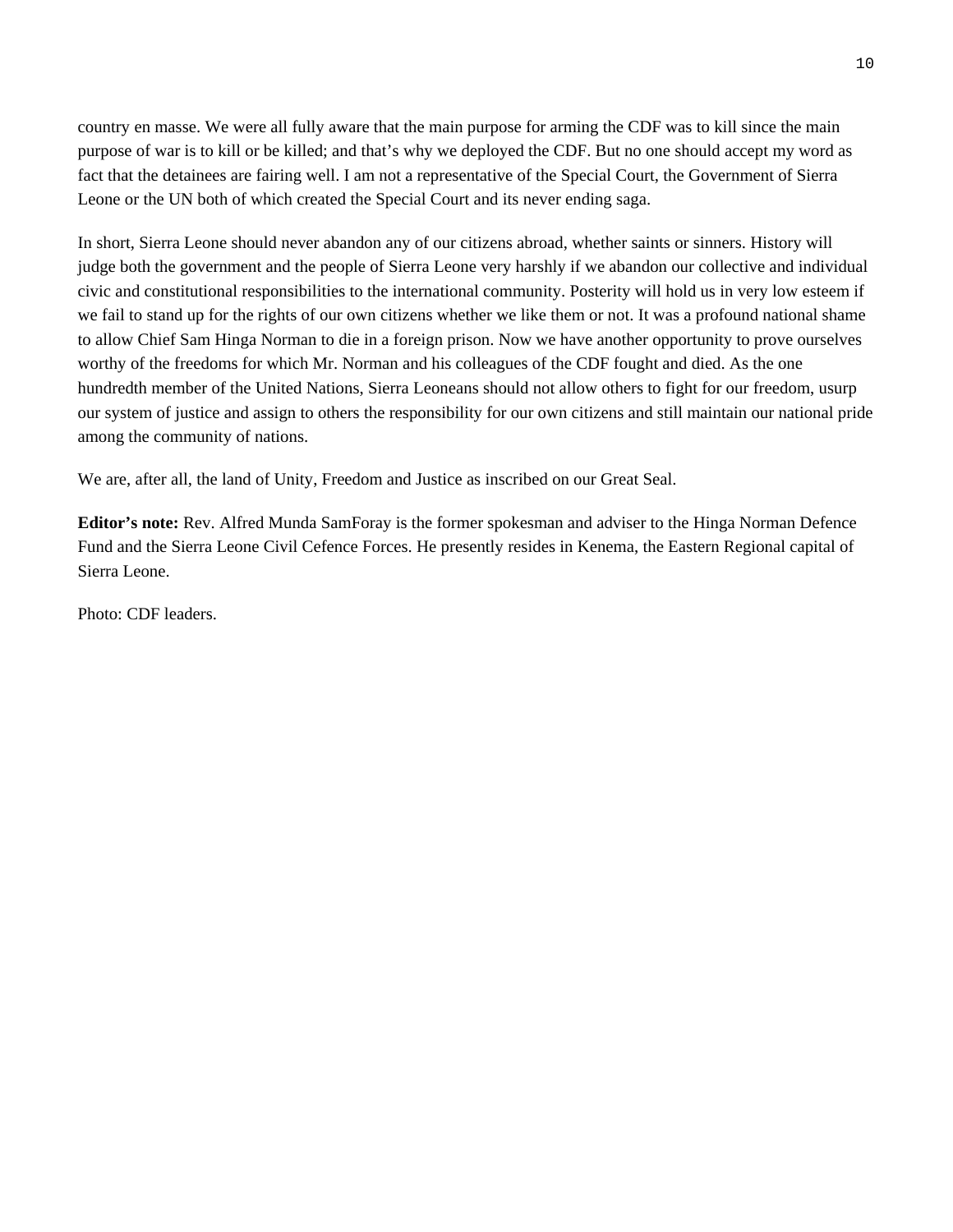country en masse. We were all fully aware that the main purpose for arming the CDF was to kill since the main purpose of war is to kill or be killed; and that's why we deployed the CDF. But no one should accept my word as fact that the detainees are fairing well. I am not a representative of the Special Court, the Government of Sierra Leone or the UN both of which created the Special Court and its never ending saga.

In short, Sierra Leone should never abandon any of our citizens abroad, whether saints or sinners. History will judge both the government and the people of Sierra Leone very harshly if we abandon our collective and individual civic and constitutional responsibilities to the international community. Posterity will hold us in very low esteem if we fail to stand up for the rights of our own citizens whether we like them or not. It was a profound national shame to allow Chief Sam Hinga Norman to die in a foreign prison. Now we have another opportunity to prove ourselves worthy of the freedoms for which Mr. Norman and his colleagues of the CDF fought and died. As the one hundredth member of the United Nations, Sierra Leoneans should not allow others to fight for our freedom, usurp our system of justice and assign to others the responsibility for our own citizens and still maintain our national pride among the community of nations.

We are, after all, the land of Unity, Freedom and Justice as inscribed on our Great Seal.

**Editor's note:** Rev. Alfred Munda SamForay is the former spokesman and adviser to the Hinga Norman Defence Fund and the Sierra Leone Civil Cefence Forces. He presently resides in Kenema, the Eastern Regional capital of Sierra Leone.

Photo: CDF leaders.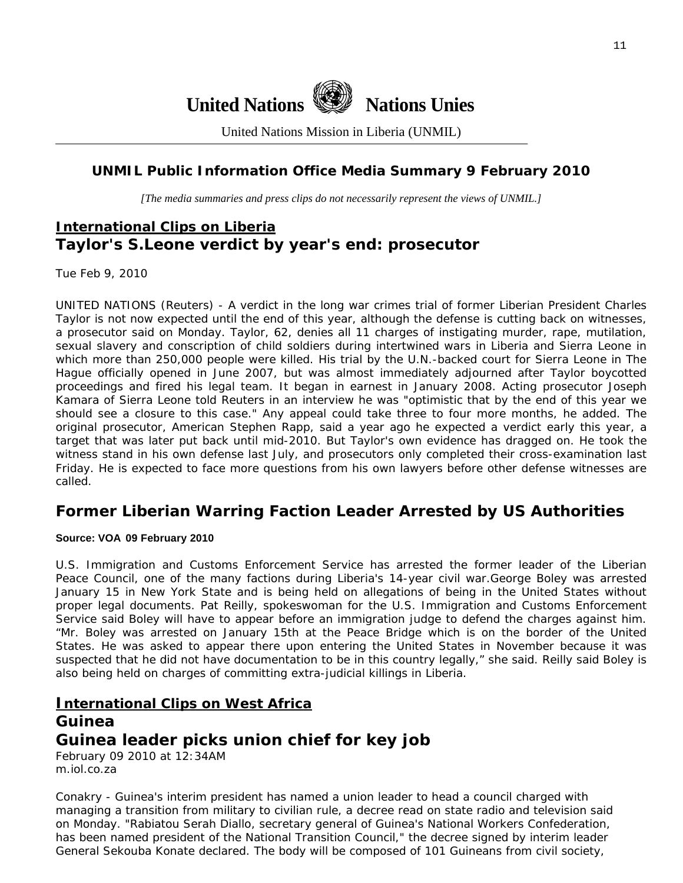United Nations Nations Unies

United Nations Mission in Liberia (UNMIL)

### UNMIL Public Information Office Media Summary 9 February 2010

*[The media summaries and press clips do not necessarily represent the views of UNMIL.]*

## International Clips on Liberia

## Taylor's S.Leone verdict by year's end: prosecutor

Tue Feb 9, 2010

UNITED NATIONS (Reuters) - A verdict in the long war crimes trial of former Liberian President Charles Taylor is not now expected until the end of this year, although the defense is cutting back on witnesses, a prosecutor said on Monday. Taylor, 62, denies all 11 charges of instigating murder, rape, mutilation, sexual slavery and conscription of child soldiers during intertwined wars in Liberia and Sierra Leone in which more than 250,000 people were killed. His trial by the U.N.-backed court for Sierra Leone in The Hague officially opened in June 2007, but was almost immediately adjourned after Taylor boycotted proceedings and fired his legal team. It began in earnest in January 2008. Acting prosecutor Joseph Kamara of Sierra Leone told Reuters in an interview he was "optimistic that by the end of this year we should see a closure to this case." Any appeal could take three to four more months, he added. The original prosecutor, American Stephen Rapp, said a year ago he expected a verdict early this year, a target that was later put back until mid-2010. But Taylor's own evidence has dragged on. He took the witness stand in his own defense last July, and prosecutors only completed their cross-examination last Friday. He is expected to face more questions from his own lawyers before other defense witnesses are called.

## Former Liberian Warring Faction Leader Arrested by US Authorities

**Source: VOA 09 February 2010**

U.S. Immigration and Customs Enforcement Service has arrested the former leader of the Liberian Peace Council, one of the many factions during Liberia's 14-year civil war.George Boley was arrested January 15 in New York State and is being held on allegations of being in the United States without proper legal documents. Pat Reilly, spokeswoman for the U.S. Immigration and Customs Enforcement Service said Boley will have to appear before an immigration judge to defend the charges against him. "Mr. Boley was arrested on January 15th at the Peace Bridge which is on the border of the United States. He was asked to appear there upon entering the United States in November because it was suspected that he did not have documentation to be in this country legally," she said. Reilly said Boley is also being held on charges of committing extra-judicial killings in Liberia.

## International Clips on West Africa

## Guinea

## Guinea leader picks union chief for key job

February 09 2010 at 12:34AM
m.iol.co.za

Conakry - Guinea's interim president has named a union leader to head a council charged with managing a transition from military to civilian rule, a decree read on state radio and television said on Monday. "Rabiatou Serah Diallo, secretary general of Guinea's National Workers Confederation, has been named president of the National Transition Council," the decree signed by interim leader General Sekouba Konate declared. The body will be composed of 101 Guineans from civil society,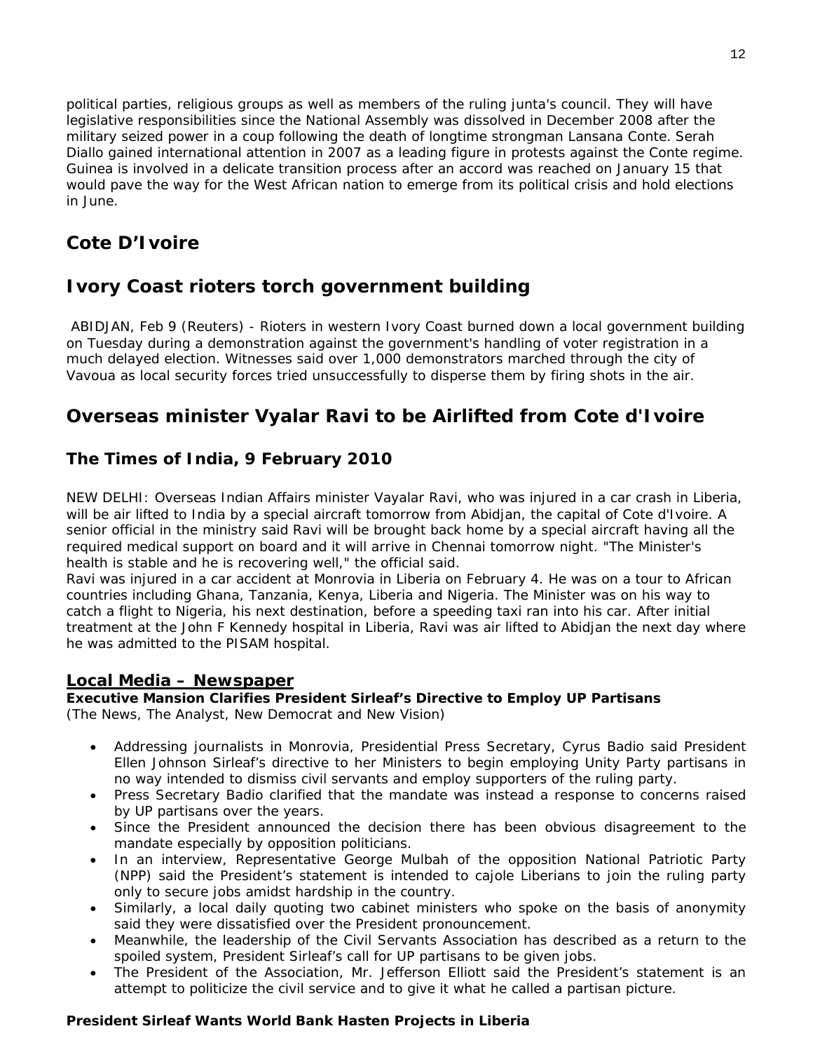political parties, religious groups as well as members of the ruling junta's council. They will have legislative responsibilities since the National Assembly was dissolved in December 2008 after the military seized power in a coup following the death of longtime strongman Lansana Conte. Serah Diallo gained international attention in 2007 as a leading figure in protests against the Conte regime. Guinea is involved in a delicate transition process after an accord was reached on January 15 that would pave the way for the West African nation to emerge from its political crisis and hold elections in June.

## Cote D'Ivoire

## Ivory Coast rioters torch government building

ABIDJAN, Feb 9 (Reuters) - Rioters in western Ivory Coast burned down a local government building on Tuesday during a demonstration against the government's handling of voter registration in a much delayed election. Witnesses said over 1,000 demonstrators marched through the city of Vavoua as local security forces tried unsuccessfully to disperse them by firing shots in the air.

## Overseas minister Vyalar Ravi to be Airlifted from Cote d'Ivoire

### The Times of India, 9 February 2010

NEW DELHI: Overseas Indian Affairs minister Vayalar Ravi, who was injured in a car crash in Liberia, will be air lifted to India by a special aircraft tomorrow from Abidjan, the capital of Cote d'Ivoire. A senior official in the ministry said Ravi will be brought back home by a special aircraft having all the required medical support on board and it will arrive in Chennai tomorrow night. "The Minister's health is stable and he is recovering well," the official said.
Ravi was injured in a car accident at Monrovia in Liberia on February 4. He was on a tour to African countries including Ghana, Tanzania, Kenya, Liberia and Nigeria. The Minister was on his way to catch a flight to Nigeria, his next destination, before a speeding taxi ran into his car. After initial treatment at the John F Kennedy hospital in Liberia, Ravi was air lifted to Abidjan the next day where he was admitted to the PISAM hospital.

## Local Media – Newspaper

**Executive Mansion Clarifies President Sirleaf's Directive to Employ UP Partisans**
(The News, The Analyst, New Democrat and New Vision)

- Addressing journalists in Monrovia, Presidential Press Secretary, Cyrus Badio said President Ellen Johnson Sirleaf's directive to her Ministers to begin employing Unity Party partisans in no way intended to dismiss civil servants and employ supporters of the ruling party.
- Press Secretary Badio clarified that the mandate was instead a response to concerns raised by UP partisans over the years.
- Since the President announced the decision there has been obvious disagreement to the mandate especially by opposition politicians.
- In an interview, Representative George Mulbah of the opposition National Patriotic Party (NPP) said the President's statement is intended to cajole Liberians to join the ruling party only to secure jobs amidst hardship in the country.
- Similarly, a local daily quoting two cabinet ministers who spoke on the basis of anonymity said they were dissatisfied over the President pronouncement.
- Meanwhile, the leadership of the Civil Servants Association has described as a return to the spoiled system, President Sirleaf's call for UP partisans to be given jobs.
- The President of the Association, Mr. Jefferson Elliott said the President's statement is an attempt to politicize the civil service and to give it what he called a partisan picture.

**President Sirleaf Wants World Bank Hasten Projects in Liberia**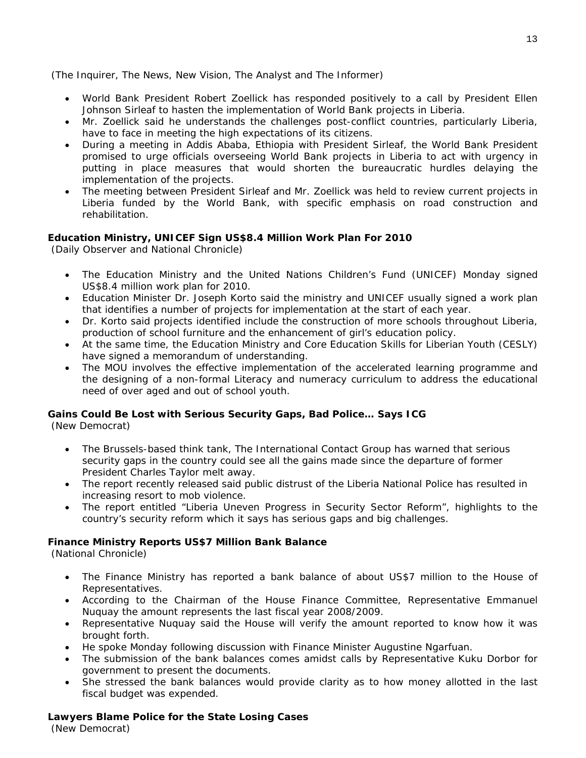(The Inquirer, The News, New Vision, The Analyst and The Informer)

- World Bank President Robert Zoellick has responded positively to a call by President Ellen Johnson Sirleaf to hasten the implementation of World Bank projects in Liberia.
- Mr. Zoellick said he understands the challenges post-conflict countries, particularly Liberia, have to face in meeting the high expectations of its citizens.
- During a meeting in Addis Ababa, Ethiopia with President Sirleaf, the World Bank President promised to urge officials overseeing World Bank projects in Liberia to act with urgency in putting in place measures that would shorten the bureaucratic hurdles delaying the implementation of the projects.
- The meeting between President Sirleaf and Mr. Zoellick was held to review current projects in Liberia funded by the World Bank, with specific emphasis on road construction and rehabilitation.

**Education Ministry, UNICEF Sign US$8.4 Million Work Plan For 2010**
(Daily Observer and National Chronicle)

- The Education Ministry and the United Nations Children's Fund (UNICEF) Monday signed US$8.4 million work plan for 2010.
- Education Minister Dr. Joseph Korto said the ministry and UNICEF usually signed a work plan that identifies a number of projects for implementation at the start of each year.
- Dr. Korto said projects identified include the construction of more schools throughout Liberia, production of school furniture and the enhancement of girl's education policy.
- At the same time, the Education Ministry and Core Education Skills for Liberian Youth (CESLY) have signed a memorandum of understanding.
- The MOU involves the effective implementation of the accelerated learning programme and the designing of a non-formal Literacy and numeracy curriculum to address the educational need of over aged and out of school youth.

**Gains Could Be Lost with Serious Security Gaps, Bad Police… Says ICG**
(New Democrat)

- The Brussels-based think tank, The International Contact Group has warned that serious security gaps in the country could see all the gains made since the departure of former President Charles Taylor melt away.
- The report recently released said public distrust of the Liberia National Police has resulted in increasing resort to mob violence.
- The report entitled "Liberia Uneven Progress in Security Sector Reform", highlights to the country's security reform which it says has serious gaps and big challenges.

**Finance Ministry Reports US$7 Million Bank Balance**
(National Chronicle)

- The Finance Ministry has reported a bank balance of about US$7 million to the House of Representatives.
- According to the Chairman of the House Finance Committee, Representative Emmanuel Nuquay the amount represents the last fiscal year 2008/2009.
- Representative Nuquay said the House will verify the amount reported to know how it was brought forth.
- He spoke Monday following discussion with Finance Minister Augustine Ngarfuan.
- The submission of the bank balances comes amidst calls by Representative Kuku Dorbor for government to present the documents.
- She stressed the bank balances would provide clarity as to how money allotted in the last fiscal budget was expended.

**Lawyers Blame Police for the State Losing Cases**
(New Democrat)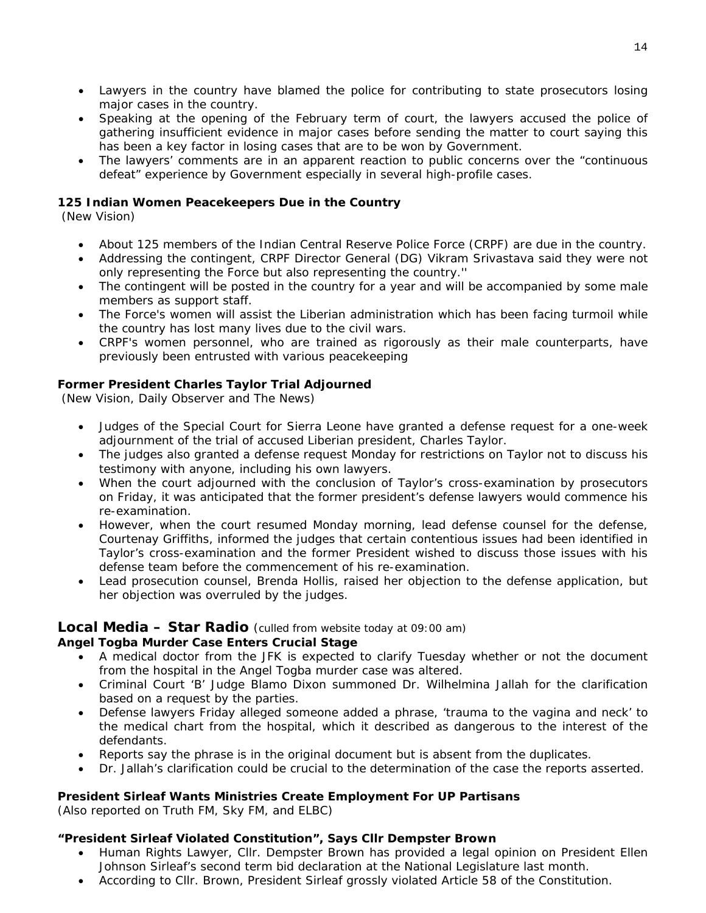- Lawyers in the country have blamed the police for contributing to state prosecutors losing major cases in the country.
- Speaking at the opening of the February term of court, the lawyers accused the police of gathering insufficient evidence in major cases before sending the matter to court saying this has been a key factor in losing cases that are to be won by Government.
- The lawyers' comments are in an apparent reaction to public concerns over the "continuous defeat" experience by Government especially in several high-profile cases.

**125 Indian Women Peacekeepers Due in the Country**
(New Vision)

- About 125 members of the Indian Central Reserve Police Force (CRPF) are due in the country.
- Addressing the contingent, CRPF Director General (DG) Vikram Srivastava said they were not only representing the Force but also representing the country.''
- The contingent will be posted in the country for a year and will be accompanied by some male members as support staff.
- The Force's women will assist the Liberian administration which has been facing turmoil while the country has lost many lives due to the civil wars.
- CRPF's women personnel, who are trained as rigorously as their male counterparts, have previously been entrusted with various peacekeeping

**Former President Charles Taylor Trial Adjourned**
(New Vision, Daily Observer and The News)

- Judges of the Special Court for Sierra Leone have granted a defense request for a one-week adjournment of the trial of accused Liberian president, Charles Taylor.
- The judges also granted a defense request Monday for restrictions on Taylor not to discuss his testimony with anyone, including his own lawyers.
- When the court adjourned with the conclusion of Taylor's cross-examination by prosecutors on Friday, it was anticipated that the former president's defense lawyers would commence his re-examination.
- However, when the court resumed Monday morning, lead defense counsel for the defense, Courtenay Griffiths, informed the judges that certain contentious issues had been identified in Taylor's cross-examination and the former President wished to discuss those issues with his defense team before the commencement of his re-examination.
- Lead prosecution counsel, Brenda Hollis, raised her objection to the defense application, but her objection was overruled by the judges.

## Local Media – Star Radio (culled from website today at 09:00 am)

**Angel Togba Murder Case Enters Crucial Stage**

- A medical doctor from the JFK is expected to clarify Tuesday whether or not the document from the hospital in the Angel Togba murder case was altered.
- Criminal Court 'B' Judge Blamo Dixon summoned Dr. Wilhelmina Jallah for the clarification based on a request by the parties.
- Defense lawyers Friday alleged someone added a phrase, 'trauma to the vagina and neck' to the medical chart from the hospital, which it described as dangerous to the interest of the defendants.
- Reports say the phrase is in the original document but is absent from the duplicates.
- Dr. Jallah's clarification could be crucial to the determination of the case the reports asserted.

**President Sirleaf Wants Ministries Create Employment For UP Partisans**
(Also reported on Truth FM, Sky FM, and ELBC)

**"President Sirleaf Violated Constitution", Says Cllr Dempster Brown**

- Human Rights Lawyer, Cllr. Dempster Brown has provided a legal opinion on President Ellen Johnson Sirleaf's second term bid declaration at the National Legislature last month.
- According to Cllr. Brown, President Sirleaf grossly violated Article 58 of the Constitution.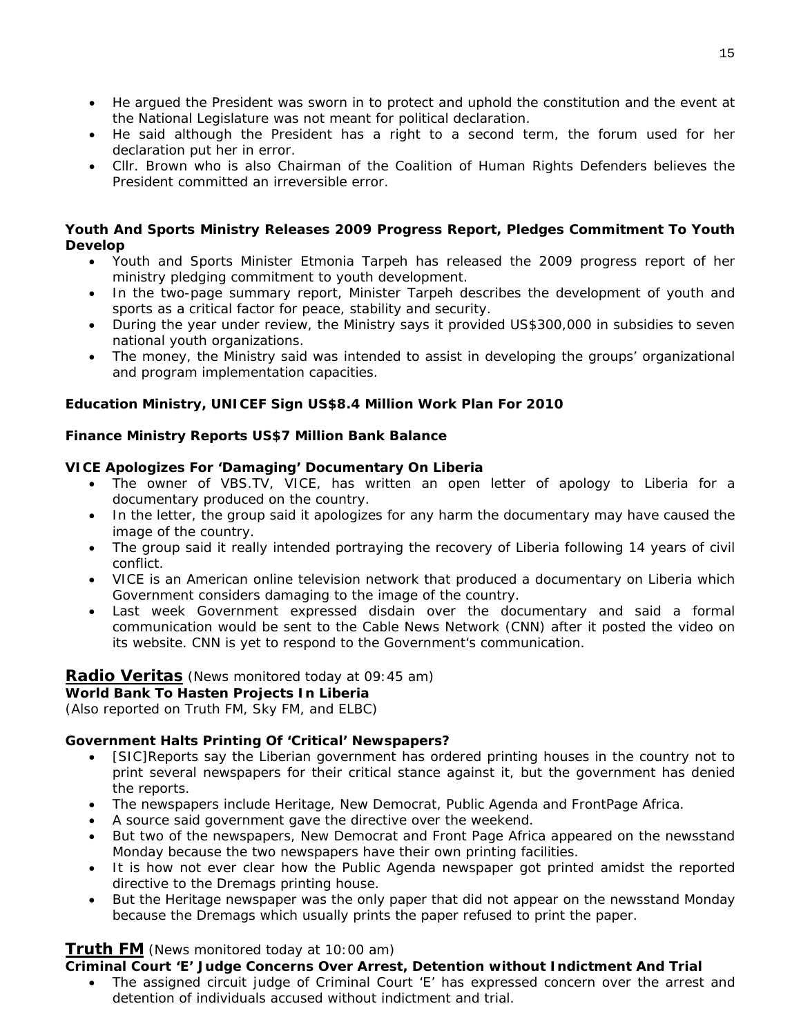- He argued the President was sworn in to protect and uphold the constitution and the event at the National Legislature was not meant for political declaration.
- He said although the President has a right to a second term, the forum used for her declaration put her in error.
- Cllr. Brown who is also Chairman of the Coalition of Human Rights Defenders believes the President committed an irreversible error.

**Youth And Sports Ministry Releases 2009 Progress Report, Pledges Commitment To Youth Develop**

- Youth and Sports Minister Etmonia Tarpeh has released the 2009 progress report of her ministry pledging commitment to youth development.
- In the two-page summary report, Minister Tarpeh describes the development of youth and sports as a critical factor for peace, stability and security.
- During the year under review, the Ministry says it provided US$300,000 in subsidies to seven national youth organizations.
- The money, the Ministry said was intended to assist in developing the groups' organizational and program implementation capacities.

**Education Ministry, UNICEF Sign US$8.4 Million Work Plan For 2010**

**Finance Ministry Reports US$7 Million Bank Balance**

**VICE Apologizes For 'Damaging' Documentary On Liberia**

- The owner of VBS.TV, VICE, has written an open letter of apology to Liberia for a documentary produced on the country.
- In the letter, the group said it apologizes for any harm the documentary may have caused the image of the country.
- The group said it really intended portraying the recovery of Liberia following 14 years of civil conflict.
- VICE is an American online television network that produced a documentary on Liberia which Government considers damaging to the image of the country.
- Last week Government expressed disdain over the documentary and said a formal communication would be sent to the Cable News Network (CNN) after it posted the video on its website. CNN is yet to respond to the Government's communication.

## **Radio Veritas** (News monitored today at 09:45 am)

**World Bank To Hasten Projects In Liberia**
(Also reported on Truth FM, Sky FM, and ELBC)

**Government Halts Printing Of 'Critical' Newspapers?**

- [SIC]Reports say the Liberian government has ordered printing houses in the country not to print several newspapers for their critical stance against it, but the government has denied the reports.
- The newspapers include Heritage, New Democrat, Public Agenda and FrontPage Africa.
- A source said government gave the directive over the weekend.
- But two of the newspapers, New Democrat and Front Page Africa appeared on the newsstand Monday because the two newspapers have their own printing facilities.
- It is how not ever clear how the Public Agenda newspaper got printed amidst the reported directive to the Dremags printing house.
- But the Heritage newspaper was the only paper that did not appear on the newsstand Monday because the Dremags which usually prints the paper refused to print the paper.

## **Truth FM** (News monitored today at 10:00 am)

**Criminal Court 'E' Judge Concerns Over Arrest, Detention without Indictment And Trial**

- The assigned circuit judge of Criminal Court 'E' has expressed concern over the arrest and detention of individuals accused without indictment and trial.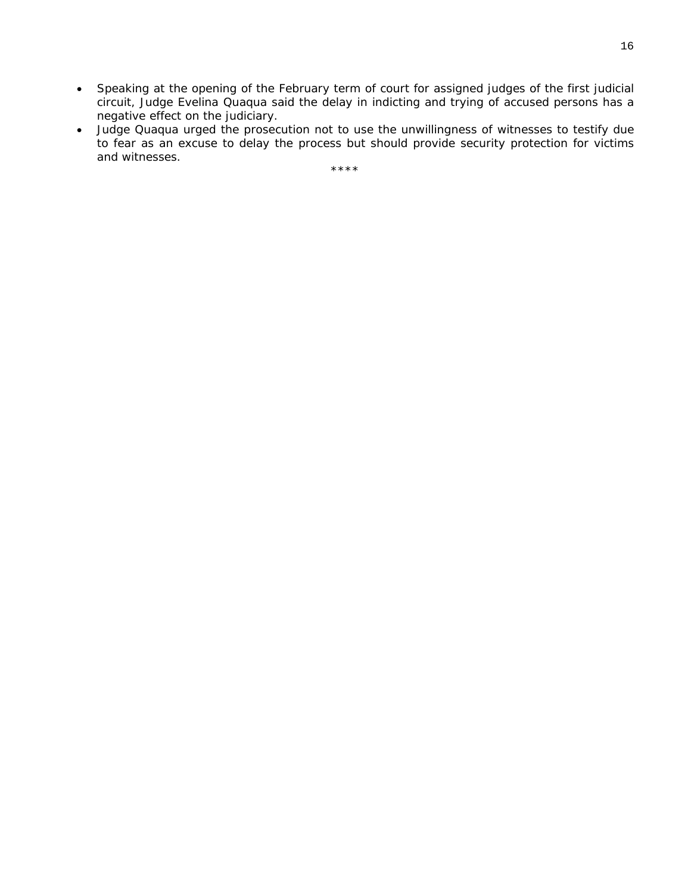- Speaking at the opening of the February term of court for assigned judges of the first judicial circuit, Judge Evelina Quaqua said the delay in indicting and trying of accused persons has a negative effect on the judiciary.
- Judge Quaqua urged the prosecution not to use the unwillingness of witnesses to testify due to fear as an excuse to delay the process but should provide security protection for victims and witnesses.

****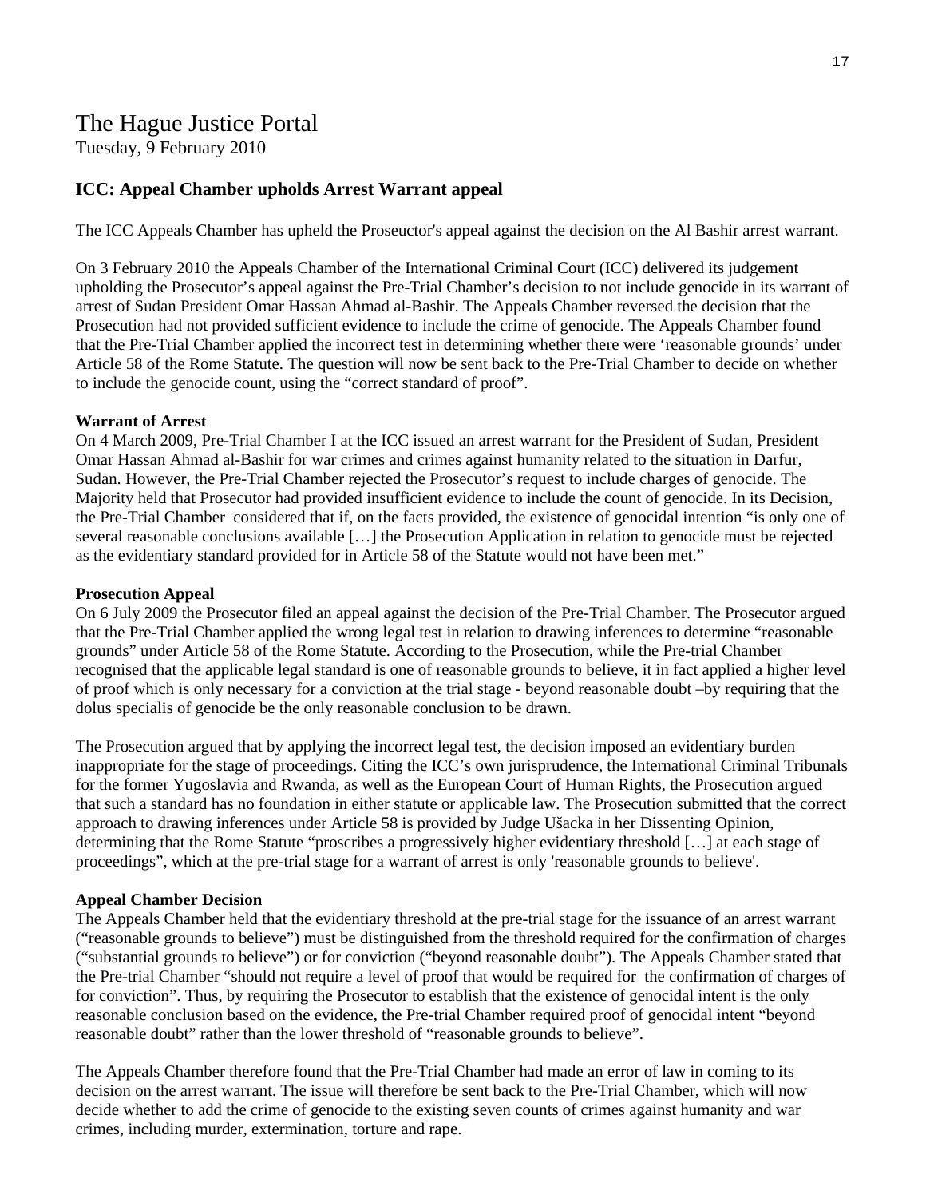# The Hague Justice Portal

Tuesday, 9 February 2010

## ICC: Appeal Chamber upholds Arrest Warrant appeal

The ICC Appeals Chamber has upheld the Proseuctor's appeal against the decision on the Al Bashir arrest warrant.

On 3 February 2010 the Appeals Chamber of the International Criminal Court (ICC) delivered its judgement upholding the Prosecutor's appeal against the Pre-Trial Chamber's decision to not include genocide in its warrant of arrest of Sudan President Omar Hassan Ahmad al-Bashir. The Appeals Chamber reversed the decision that the Prosecution had not provided sufficient evidence to include the crime of genocide. The Appeals Chamber found that the Pre-Trial Chamber applied the incorrect test in determining whether there were 'reasonable grounds' under Article 58 of the Rome Statute. The question will now be sent back to the Pre-Trial Chamber to decide on whether to include the genocide count, using the "correct standard of proof".

**Warrant of Arrest**

On 4 March 2009, Pre-Trial Chamber I at the ICC issued an arrest warrant for the President of Sudan, President Omar Hassan Ahmad al-Bashir for war crimes and crimes against humanity related to the situation in Darfur, Sudan. However, the Pre-Trial Chamber rejected the Prosecutor's request to include charges of genocide. The Majority held that Prosecutor had provided insufficient evidence to include the count of genocide. In its Decision, the Pre-Trial Chamber considered that if, on the facts provided, the existence of genocidal intention "is only one of several reasonable conclusions available […] the Prosecution Application in relation to genocide must be rejected as the evidentiary standard provided for in Article 58 of the Statute would not have been met."

**Prosecution Appeal**

On 6 July 2009 the Prosecutor filed an appeal against the decision of the Pre-Trial Chamber. The Prosecutor argued that the Pre-Trial Chamber applied the wrong legal test in relation to drawing inferences to determine "reasonable grounds" under Article 58 of the Rome Statute. According to the Prosecution, while the Pre-trial Chamber recognised that the applicable legal standard is one of reasonable grounds to believe, it in fact applied a higher level of proof which is only necessary for a conviction at the trial stage - beyond reasonable doubt –by requiring that the dolus specialis of genocide be the only reasonable conclusion to be drawn.

The Prosecution argued that by applying the incorrect legal test, the decision imposed an evidentiary burden inappropriate for the stage of proceedings. Citing the ICC's own jurisprudence, the International Criminal Tribunals for the former Yugoslavia and Rwanda, as well as the European Court of Human Rights, the Prosecution argued that such a standard has no foundation in either statute or applicable law. The Prosecution submitted that the correct approach to drawing inferences under Article 58 is provided by Judge Ušacka in her Dissenting Opinion, determining that the Rome Statute "proscribes a progressively higher evidentiary threshold […] at each stage of proceedings", which at the pre-trial stage for a warrant of arrest is only 'reasonable grounds to believe'.

**Appeal Chamber Decision**

The Appeals Chamber held that the evidentiary threshold at the pre-trial stage for the issuance of an arrest warrant ("reasonable grounds to believe") must be distinguished from the threshold required for the confirmation of charges ("substantial grounds to believe") or for conviction ("beyond reasonable doubt"). The Appeals Chamber stated that the Pre-trial Chamber "should not require a level of proof that would be required for the confirmation of charges of for conviction". Thus, by requiring the Prosecutor to establish that the existence of genocidal intent is the only reasonable conclusion based on the evidence, the Pre-trial Chamber required proof of genocidal intent "beyond reasonable doubt" rather than the lower threshold of "reasonable grounds to believe".

The Appeals Chamber therefore found that the Pre-Trial Chamber had made an error of law in coming to its decision on the arrest warrant. The issue will therefore be sent back to the Pre-Trial Chamber, which will now decide whether to add the crime of genocide to the existing seven counts of crimes against humanity and war crimes, including murder, extermination, torture and rape.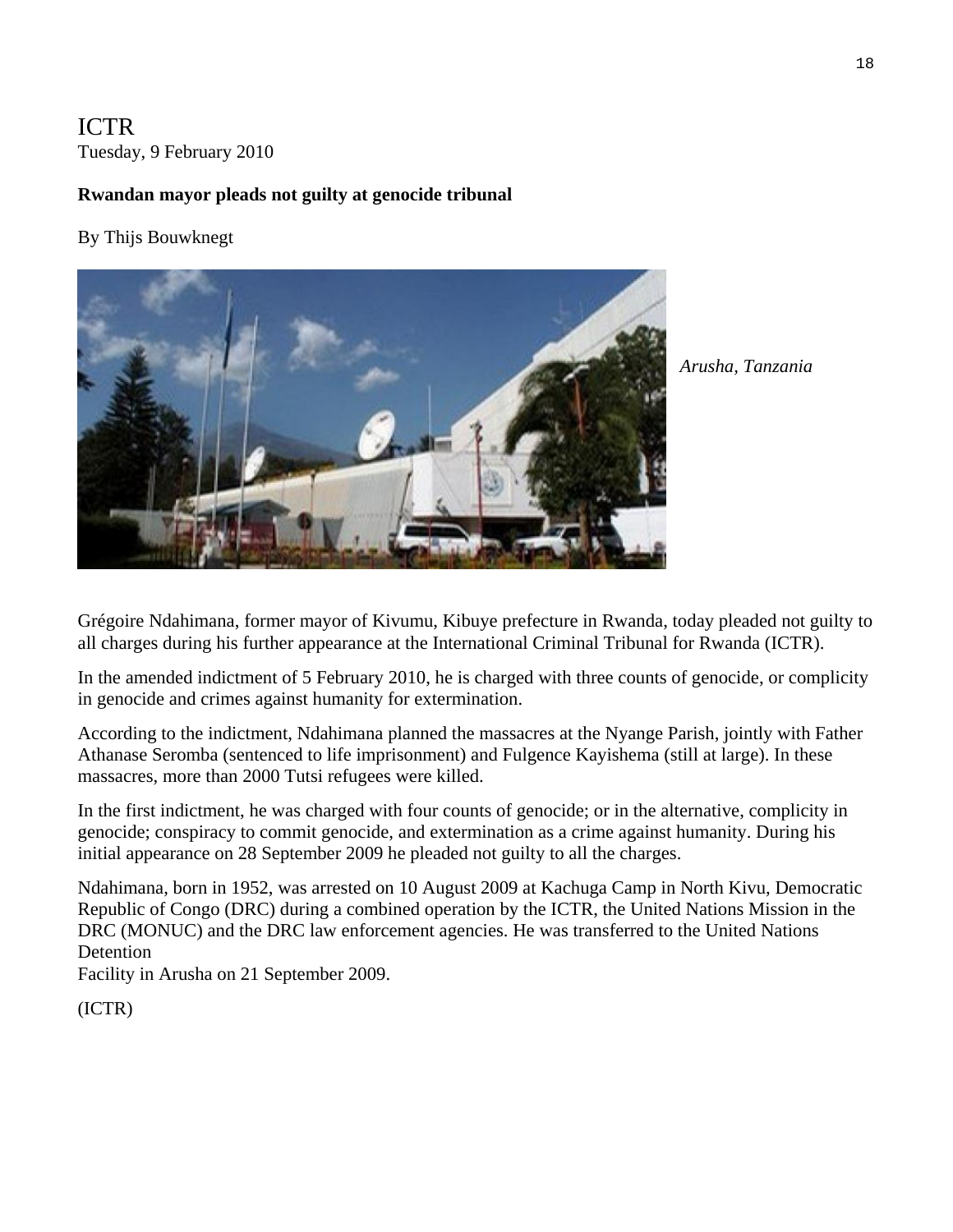# ICTR

Tuesday, 9 February 2010

**Rwandan mayor pleads not guilty at genocide tribunal**

By Thijs Bouwknegt

*Arusha, Tanzania*

Grégoire Ndahimana, former mayor of Kivumu, Kibuye prefecture in Rwanda, today pleaded not guilty to all charges during his further appearance at the International Criminal Tribunal for Rwanda (ICTR).

In the amended indictment of 5 February 2010, he is charged with three counts of genocide, or complicity in genocide and crimes against humanity for extermination.

According to the indictment, Ndahimana planned the massacres at the Nyange Parish, jointly with Father Athanase Seromba (sentenced to life imprisonment) and Fulgence Kayishema (still at large). In these massacres, more than 2000 Tutsi refugees were killed.

In the first indictment, he was charged with four counts of genocide; or in the alternative, complicity in genocide; conspiracy to commit genocide, and extermination as a crime against humanity. During his initial appearance on 28 September 2009 he pleaded not guilty to all the charges.

Ndahimana, born in 1952, was arrested on 10 August 2009 at Kachuga Camp in North Kivu, Democratic Republic of Congo (DRC) during a combined operation by the ICTR, the United Nations Mission in the DRC (MONUC) and the DRC law enforcement agencies. He was transferred to the United Nations Detention Facility in Arusha on 21 September 2009.

(ICTR)